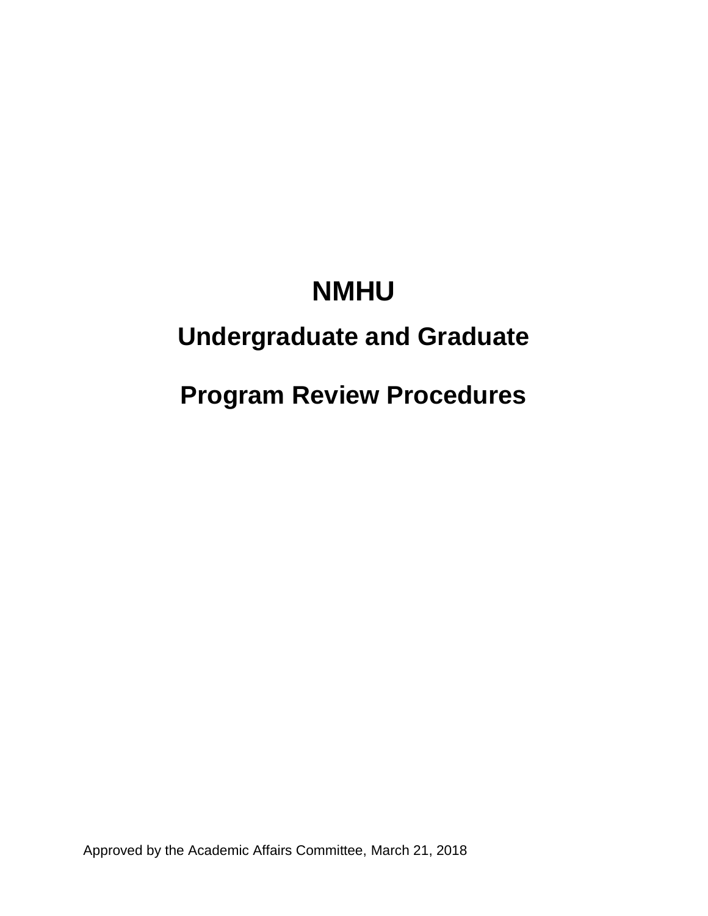# NMHU

## Undergraduate and Graduate

## Program Review Procedures

Approved by the Academic Affairs Committee, March 21, 2018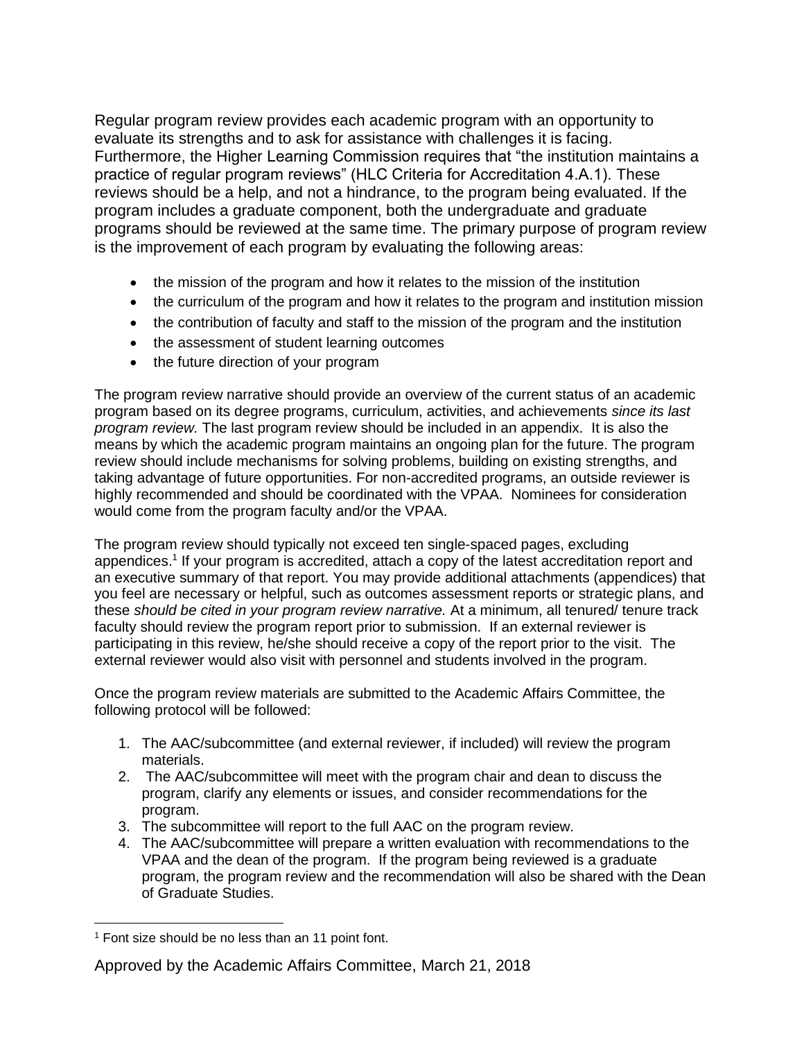Regular program review provides each academic program with an opportunity to evaluate its strengths and to ask for assistance with challenges it is facing. Furthermore, the Higher Learning Commission requires that "the institution maintains a practice of regular program reviews" (HLC Criteria for Accreditation 4.A.1). These reviews should be a help, and not a hindrance, to the program being evaluated. If the program includes a graduate component, both the undergraduate and graduate programs should be reviewed at the same time. The primary purpose of program review is the improvement of each program by evaluating the following areas:

- the mission of the program and how it relates to the mission of the institution
- the curriculum of the program and how it relates to the program and institution mission
- the contribution of faculty and staff to the mission of the program and the institution
- the assessment of student learning outcomes
- the future direction of your program

The program review narrative should provide an overview of the current status of an academic program based on its degree programs, curriculum, activities, and achievements *since its last program review.* The last program review should be included in an appendix. It is also the means by which the academic program maintains an ongoing plan for the future. The program review should include mechanisms for solving problems, building on existing strengths, and taking advantage of future opportunities. For non-accredited programs, an outside reviewer is highly recommended and should be coordinated with the VPAA. Nominees for consideration would come from the program faculty and/or the VPAA.

The program review should typically not exceed ten single-spaced pages, excluding appendices.[1] If your program is accredited, attach a copy of the latest accreditation report and an executive summary of that report. You may provide additional attachments (appendices) that you feel are necessary or helpful, such as outcomes assessment reports or strategic plans, and these *should be cited in your program review narrative.* At a minimum, all tenured/ tenure track faculty should review the program report prior to submission. If an external reviewer is participating in this review, he/she should receive a copy of the report prior to the visit. The external reviewer would also visit with personnel and students involved in the program.

Once the program review materials are submitted to the Academic Affairs Committee, the following protocol will be followed:

1. The AAC/subcommittee (and external reviewer, if included) will review the program materials.
2. The AAC/subcommittee will meet with the program chair and dean to discuss the program, clarify any elements or issues, and consider recommendations for the program.
3. The subcommittee will report to the full AAC on the program review.
4. The AAC/subcommittee will prepare a written evaluation with recommendations to the VPAA and the dean of the program. If the program being reviewed is a graduate program, the program review and the recommendation will also be shared with the Dean of Graduate Studies.

[1] Font size should be no less than an 11 point font.

Approved by the Academic Affairs Committee, March 21, 2018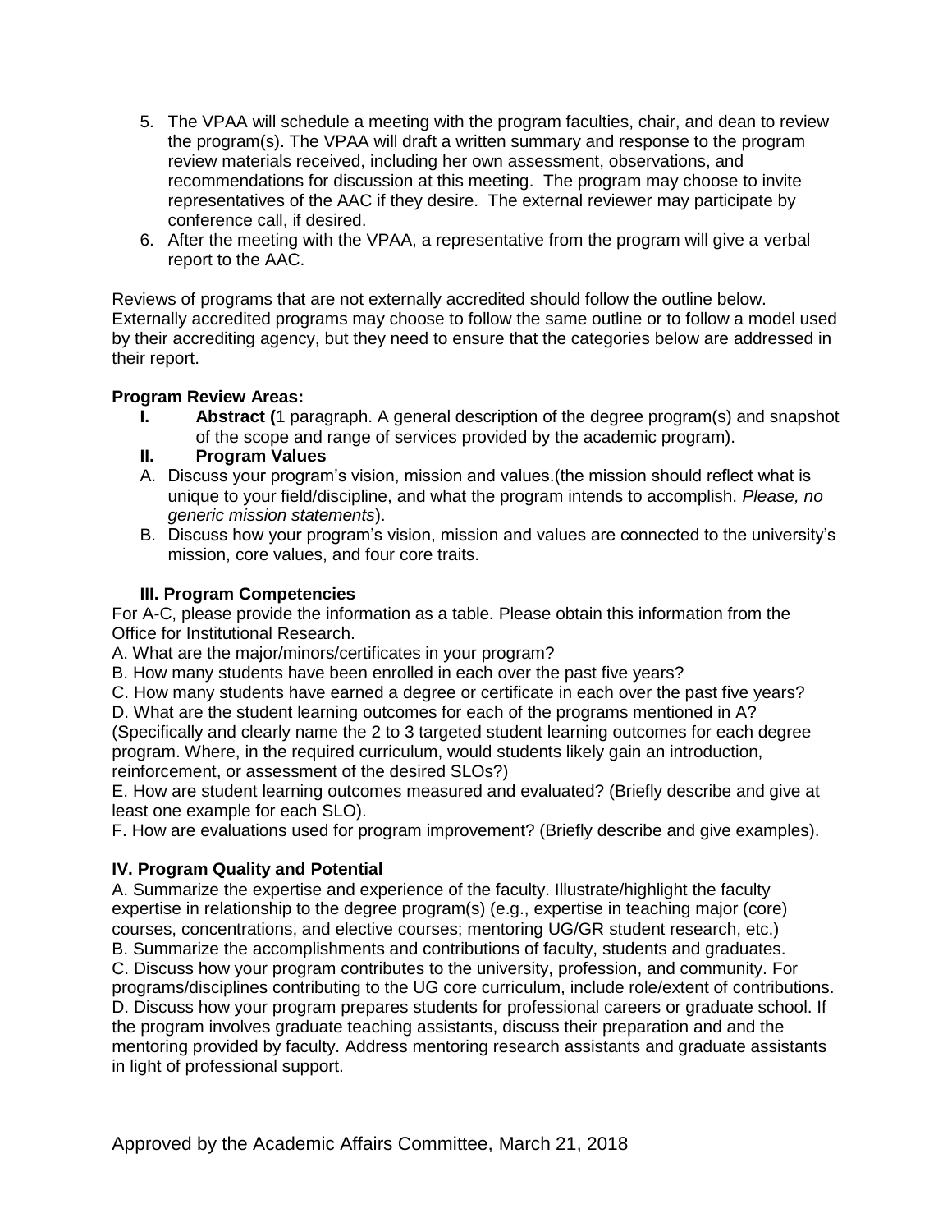5. The VPAA will schedule a meeting with the program faculties, chair, and dean to review the program(s). The VPAA will draft a written summary and response to the program review materials received, including her own assessment, observations, and recommendations for discussion at this meeting. The program may choose to invite representatives of the AAC if they desire. The external reviewer may participate by conference call, if desired.
6. After the meeting with the VPAA, a representative from the program will give a verbal report to the AAC.

Reviews of programs that are not externally accredited should follow the outline below. Externally accredited programs may choose to follow the same outline or to follow a model used by their accrediting agency, but they need to ensure that the categories below are addressed in their report.

**Program Review Areas:**

**I. Abstract (**1 paragraph. A general description of the degree program(s) and snapshot of the scope and range of services provided by the academic program).

**II. Program Values**

A. Discuss your program's vision, mission and values.(the mission should reflect what is unique to your field/discipline, and what the program intends to accomplish. *Please, no generic mission statements*).

B. Discuss how your program's vision, mission and values are connected to the university's mission, core values, and four core traits.

**III. Program Competencies**

For A-C, please provide the information as a table. Please obtain this information from the Office for Institutional Research.

A. What are the major/minors/certificates in your program?

B. How many students have been enrolled in each over the past five years?

C. How many students have earned a degree or certificate in each over the past five years?

D. What are the student learning outcomes for each of the programs mentioned in A? (Specifically and clearly name the 2 to 3 targeted student learning outcomes for each degree program. Where, in the required curriculum, would students likely gain an introduction, reinforcement, or assessment of the desired SLOs?)

E. How are student learning outcomes measured and evaluated? (Briefly describe and give at least one example for each SLO).

F. How are evaluations used for program improvement? (Briefly describe and give examples).

**IV. Program Quality and Potential**

A. Summarize the expertise and experience of the faculty. Illustrate/highlight the faculty expertise in relationship to the degree program(s) (e.g., expertise in teaching major (core) courses, concentrations, and elective courses; mentoring UG/GR student research, etc.)

B. Summarize the accomplishments and contributions of faculty, students and graduates.

C. Discuss how your program contributes to the university, profession, and community. For programs/disciplines contributing to the UG core curriculum, include role/extent of contributions.

D. Discuss how your program prepares students for professional careers or graduate school. If the program involves graduate teaching assistants, discuss their preparation and and the mentoring provided by faculty. Address mentoring research assistants and graduate assistants in light of professional support.

Approved by the Academic Affairs Committee, March 21, 2018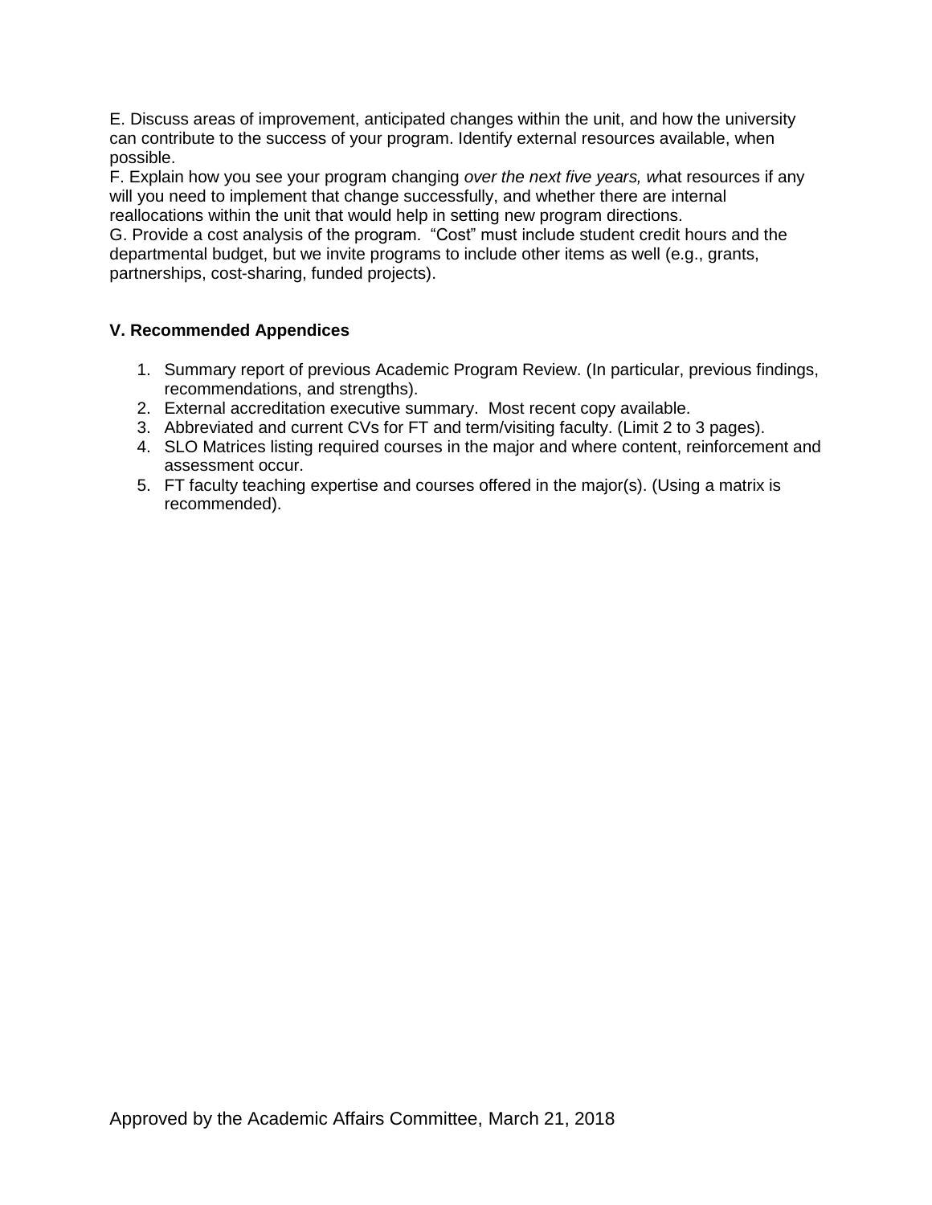E. Discuss areas of improvement, anticipated changes within the unit, and how the university can contribute to the success of your program. Identify external resources available, when possible.
F. Explain how you see your program changing *over the next five years, w*hat resources if any will you need to implement that change successfully, and whether there are internal reallocations within the unit that would help in setting new program directions.
G. Provide a cost analysis of the program. "Cost" must include student credit hours and the departmental budget, but we invite programs to include other items as well (e.g., grants, partnerships, cost-sharing, funded projects).

### V. Recommended Appendices

1. Summary report of previous Academic Program Review. (In particular, previous findings, recommendations, and strengths).
2. External accreditation executive summary. Most recent copy available.
3. Abbreviated and current CVs for FT and term/visiting faculty. (Limit 2 to 3 pages).
4. SLO Matrices listing required courses in the major and where content, reinforcement and assessment occur.
5. FT faculty teaching expertise and courses offered in the major(s). (Using a matrix is recommended).

Approved by the Academic Affairs Committee, March 21, 2018